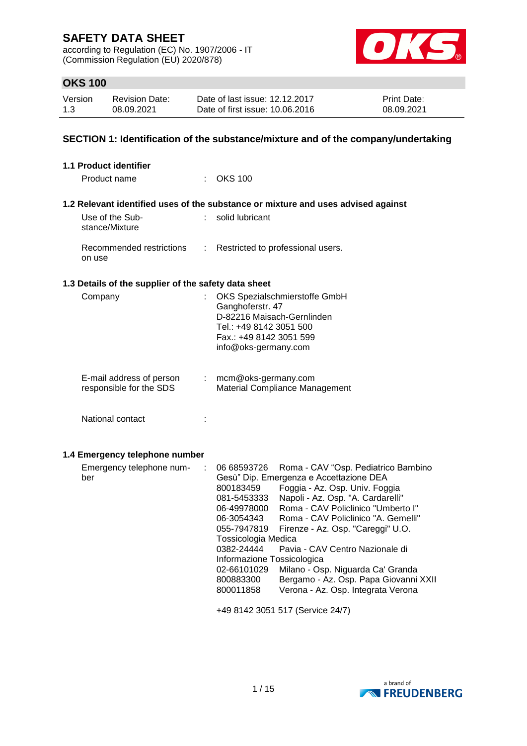# SAFETY DATA SHEET

according to Regulation (EC) No. 1907/2006 - IT
(Commission Regulation (EU) 2020/878)

## OKS 100

| Version | Revision Date: | Date of last issue: 12.12.2017 | Print Date: |
|---|---|---|---|
| 1.3 | 08.09.2021 | Date of first issue: 10.06.2016 | 08.09.2021 |

## SECTION 1: Identification of the substance/mixture and of the company/undertaking

### 1.1 Product identifier

Product name : OKS 100

### 1.2 Relevant identified uses of the substance or mixture and uses advised against

Use of the Substance/Mixture : solid lubricant

Recommended restrictions on use : Restricted to professional users.

### 1.3 Details of the supplier of the safety data sheet

Company : OKS Spezialschmierstoffe GmbH
Ganghoferstr. 47
D-82216 Maisach-Gernlinden
Tel.: +49 8142 3051 500
Fax.: +49 8142 3051 599
info@oks-germany.com

E-mail address of person responsible for the SDS : mcm@oks-germany.com
Material Compliance Management

National contact :

### 1.4 Emergency telephone number

Emergency telephone number :

| | |
|---|---|
| 06 68593726 | Roma - CAV "Osp. Pediatrico Bambino Gesù" Dip. Emergenza e Accettazione DEA |
| 800183459 | Foggia - Az. Osp. Univ. Foggia |
| 081-5453333 | Napoli - Az. Osp. "A. Cardarelli" |
| 06-49978000 | Roma - CAV Policlinico "Umberto I" |
| 06-3054343 | Roma - CAV Policlinico "A. Gemelli" |
| 055-7947819 | Firenze - Az. Osp. "Careggi" U.O. Tossicologia Medica |
| 0382-24444 | Pavia - CAV Centro Nazionale di Informazione Tossicologica |
| 02-66101029 | Milano - Osp. Niguarda Ca' Granda |
| 800883300 | Bergamo - Az. Osp. Papa Giovanni XXII |
| 800011858 | Verona - Az. Osp. Integrata Verona |

+49 8142 3051 517 (Service 24/7)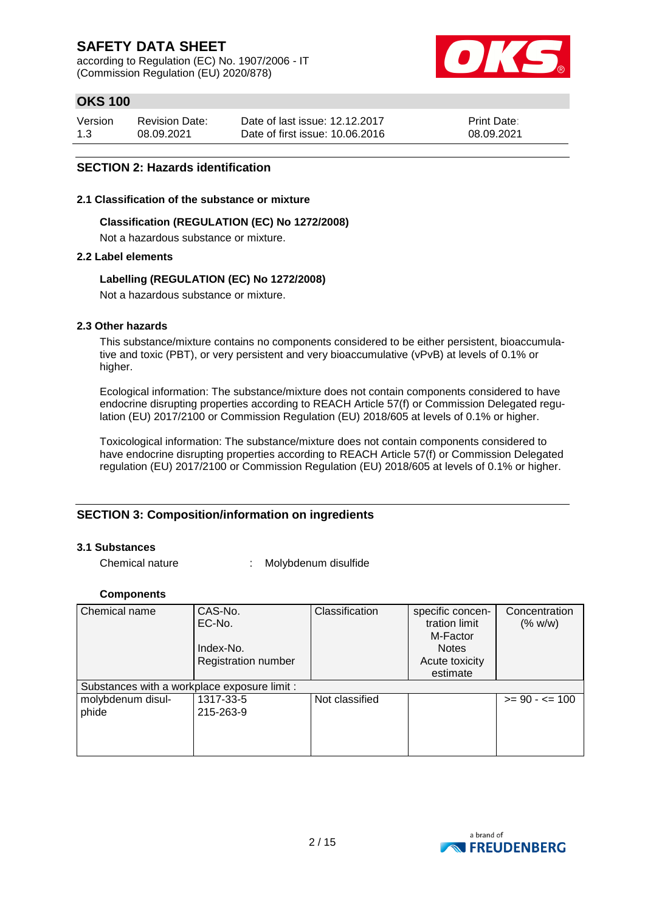## SECTION 2: Hazards identification

### 2.1 Classification of the substance or mixture

**Classification (REGULATION (EC) No 1272/2008)**

Not a hazardous substance or mixture.

### 2.2 Label elements

**Labelling (REGULATION (EC) No 1272/2008)**

Not a hazardous substance or mixture.

### 2.3 Other hazards

This substance/mixture contains no components considered to be either persistent, bioaccumulative and toxic (PBT), or very persistent and very bioaccumulative (vPvB) at levels of 0.1% or higher.

Ecological information: The substance/mixture does not contain components considered to have endocrine disrupting properties according to REACH Article 57(f) or Commission Delegated regulation (EU) 2017/2100 or Commission Regulation (EU) 2018/605 at levels of 0.1% or higher.

Toxicological information: The substance/mixture does not contain components considered to have endocrine disrupting properties according to REACH Article 57(f) or Commission Delegated regulation (EU) 2017/2100 or Commission Regulation (EU) 2018/605 at levels of 0.1% or higher.

## SECTION 3: Composition/information on ingredients

### 3.1 Substances

Chemical nature : Molybdenum disulfide

**Components**

| Chemical name | CAS-No.<br>EC-No.<br>Index-No.<br>Registration number | Classification | specific concentration limit<br>M-Factor<br>Notes<br>Acute toxicity estimate | Concentration (% w/w) |
|---|---|---|---|---|
| Substances with a workplace exposure limit : | | | | |
| molybdenum disulphide | 1317-33-5<br>215-263-9 | Not classified | | >= 90 - <= 100 |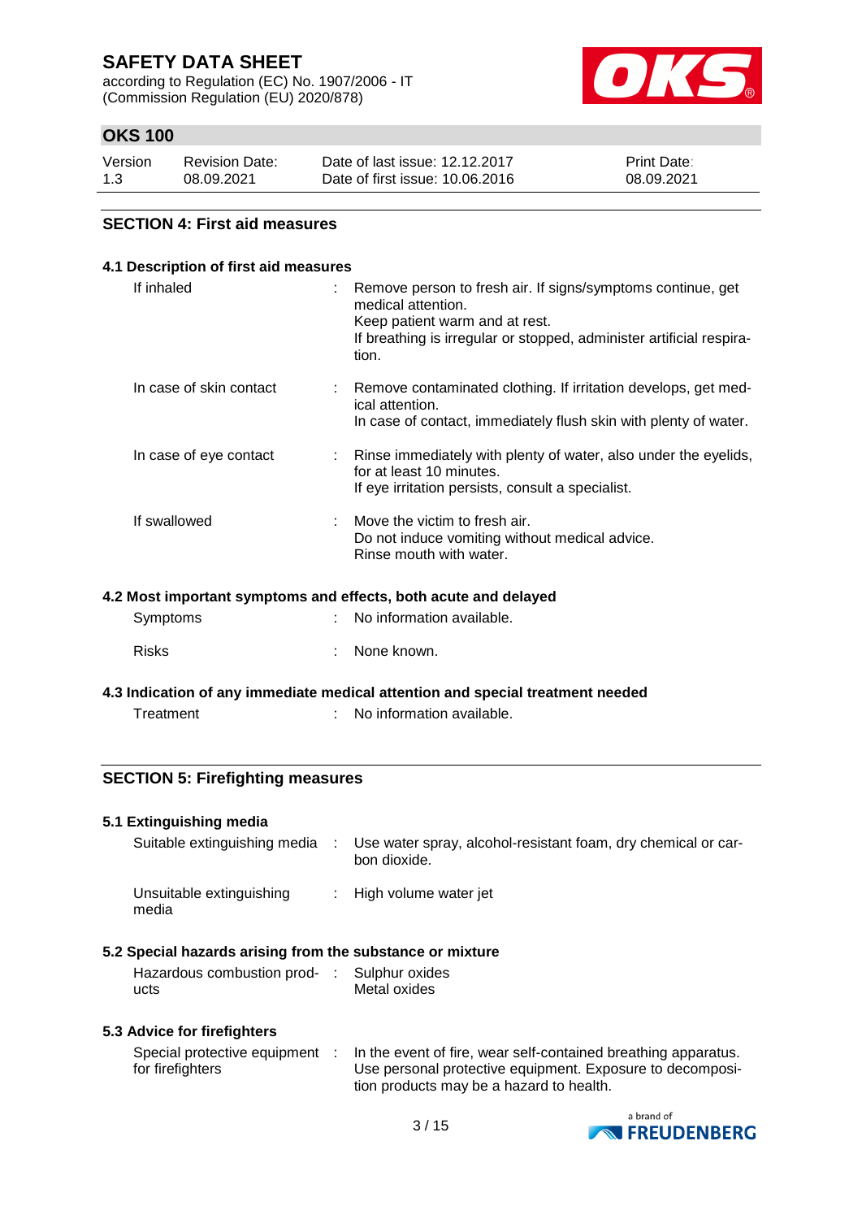## SECTION 4: First aid measures

### 4.1 Description of first aid measures

| | |
|---|---|
| If inhaled | Remove person to fresh air. If signs/symptoms continue, get medical attention.<br>Keep patient warm and at rest.<br>If breathing is irregular or stopped, administer artificial respiration. |
| In case of skin contact | Remove contaminated clothing. If irritation develops, get medical attention.<br>In case of contact, immediately flush skin with plenty of water. |
| In case of eye contact | Rinse immediately with plenty of water, also under the eyelids, for at least 10 minutes.<br>If eye irritation persists, consult a specialist. |
| If swallowed | Move the victim to fresh air.<br>Do not induce vomiting without medical advice.<br>Rinse mouth with water. |

### 4.2 Most important symptoms and effects, both acute and delayed

| | |
|---|---|
| Symptoms | No information available. |
| Risks | None known. |

### 4.3 Indication of any immediate medical attention and special treatment needed

| | |
|---|---|
| Treatment | No information available. |

## SECTION 5: Firefighting measures

### 5.1 Extinguishing media

| | |
|---|---|
| Suitable extinguishing media | Use water spray, alcohol-resistant foam, dry chemical or carbon dioxide. |
| Unsuitable extinguishing media | High volume water jet |

### 5.2 Special hazards arising from the substance or mixture

| | |
|---|---|
| Hazardous combustion products | Sulphur oxides<br>Metal oxides |

### 5.3 Advice for firefighters

| | |
|---|---|
| Special protective equipment for firefighters | In the event of fire, wear self-contained breathing apparatus.<br>Use personal protective equipment. Exposure to decomposition products may be a hazard to health. |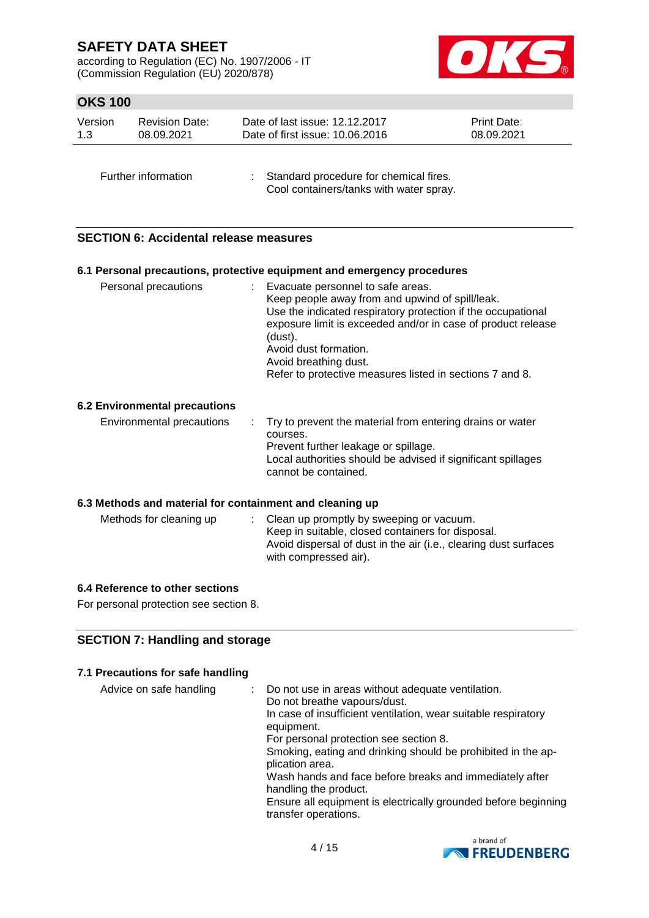| | | |
|---|---|---|
| Further information | : | Standard procedure for chemical fires.<br>Cool containers/tanks with water spray. |

## SECTION 6: Accidental release measures

### 6.1 Personal precautions, protective equipment and emergency procedures

| | | |
|---|---|---|
| Personal precautions | : | Evacuate personnel to safe areas.<br>Keep people away from and upwind of spill/leak.<br>Use the indicated respiratory protection if the occupational exposure limit is exceeded and/or in case of product release (dust).<br>Avoid dust formation.<br>Avoid breathing dust.<br>Refer to protective measures listed in sections 7 and 8. |

### 6.2 Environmental precautions

| | | |
|---|---|---|
| Environmental precautions | : | Try to prevent the material from entering drains or water courses.<br>Prevent further leakage or spillage.<br>Local authorities should be advised if significant spillages cannot be contained. |

### 6.3 Methods and material for containment and cleaning up

| | | |
|---|---|---|
| Methods for cleaning up | : | Clean up promptly by sweeping or vacuum.<br>Keep in suitable, closed containers for disposal.<br>Avoid dispersal of dust in the air (i.e., clearing dust surfaces with compressed air). |

### 6.4 Reference to other sections

For personal protection see section 8.

## SECTION 7: Handling and storage

### 7.1 Precautions for safe handling

| | | |
|---|---|---|
| Advice on safe handling | : | Do not use in areas without adequate ventilation.<br>Do not breathe vapours/dust.<br>In case of insufficient ventilation, wear suitable respiratory equipment.<br>For personal protection see section 8.<br>Smoking, eating and drinking should be prohibited in the application area.<br>Wash hands and face before breaks and immediately after handling the product.<br>Ensure all equipment is electrically grounded before beginning transfer operations. |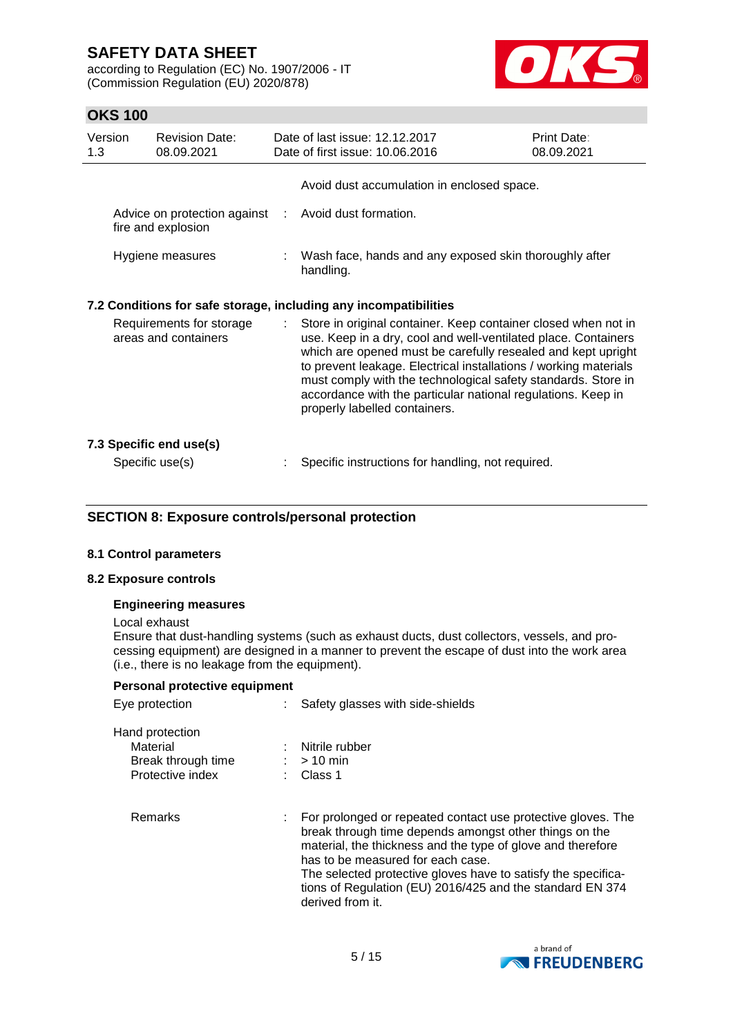| | | |
|---|---|---|
| | | Avoid dust accumulation in enclosed space. |
| Advice on protection against fire and explosion | : | Avoid dust formation. |
| Hygiene measures | : | Wash face, hands and any exposed skin thoroughly after handling. |

### 7.2 Conditions for safe storage, including any incompatibilities

| | | |
|---|---|---|
| Requirements for storage areas and containers | : | Store in original container. Keep container closed when not in use. Keep in a dry, cool and well-ventilated place. Containers which are opened must be carefully resealed and kept upright to prevent leakage. Electrical installations / working materials must comply with the technological safety standards. Store in accordance with the particular national regulations. Keep in properly labelled containers. |

### 7.3 Specific end use(s)

| | | |
|---|---|---|
| Specific use(s) | : | Specific instructions for handling, not required. |

## SECTION 8: Exposure controls/personal protection

### 8.1 Control parameters

### 8.2 Exposure controls

**Engineering measures**

Local exhaust
Ensure that dust-handling systems (such as exhaust ducts, dust collectors, vessels, and processing equipment) are designed in a manner to prevent the escape of dust into the work area (i.e., there is no leakage from the equipment).

**Personal protective equipment**

| | | |
|---|---|---|
| Eye protection | : | Safety glasses with side-shields |
| Hand protection | | |
| Material | : | Nitrile rubber |
| Break through time | : | > 10 min |
| Protective index | : | Class 1 |
| Remarks | : | For prolonged or repeated contact use protective gloves. The break through time depends amongst other things on the material, the thickness and the type of glove and therefore has to be measured for each case. The selected protective gloves have to satisfy the specifications of Regulation (EU) 2016/425 and the standard EN 374 derived from it. |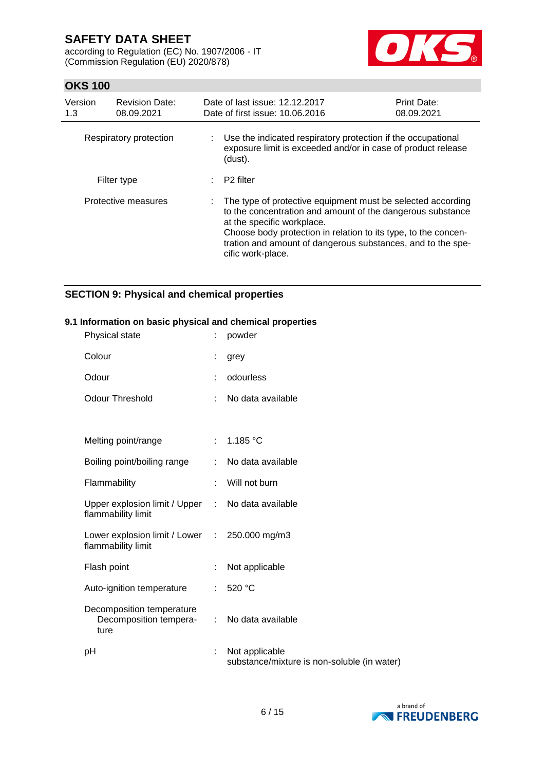Respiratory protection : Use the indicated respiratory protection if the occupational exposure limit is exceeded and/or in case of product release (dust).

Filter type : P2 filter

Protective measures : The type of protective equipment must be selected according to the concentration and amount of the dangerous substance at the specific workplace.
Choose body protection in relation to its type, to the concentration and amount of dangerous substances, and to the specific work-place.

## SECTION 9: Physical and chemical properties

### 9.1 Information on basic physical and chemical properties

| | |
|---|---|
| Physical state | : powder |
| Colour | : grey |
| Odour | : odourless |
| Odour Threshold | : No data available |
| Melting point/range | : 1.185 °C |
| Boiling point/boiling range | : No data available |
| Flammability | : Will not burn |
| Upper explosion limit / Upper flammability limit | : No data available |
| Lower explosion limit / Lower flammability limit | : 250.000 mg/m3 |
| Flash point | : Not applicable |
| Auto-ignition temperature | : 520 °C |
| Decomposition temperature<br>Decomposition temperature | : No data available |
| pH | : Not applicable<br>substance/mixture is non-soluble (in water) |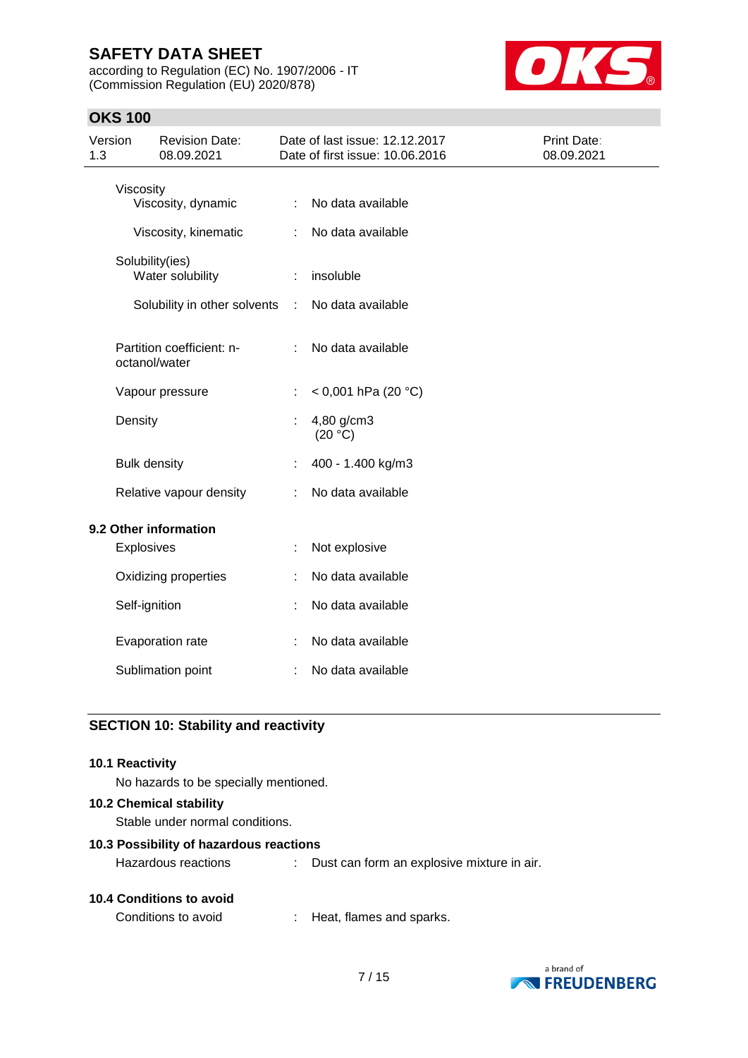| Property | | Value |
|---|---|---|
| Viscosity | | |
| Viscosity, dynamic | : | No data available |
| Viscosity, kinematic | : | No data available |
| Solubility(ies) | | |
| Water solubility | : | insoluble |
| Solubility in other solvents | : | No data available |
| Partition coefficient: n-octanol/water | : | No data available |
| Vapour pressure | : | < 0,001 hPa (20 °C) |
| Density | : | 4,80 g/cm3 (20 °C) |
| Bulk density | : | 400 - 1.400 kg/m3 |
| Relative vapour density | : | No data available |

### 9.2 Other information

| Property | | Value |
|---|---|---|
| Explosives | : | Not explosive |
| Oxidizing properties | : | No data available |
| Self-ignition | : | No data available |
| Evaporation rate | : | No data available |
| Sublimation point | : | No data available |

## SECTION 10: Stability and reactivity

### 10.1 Reactivity

No hazards to be specially mentioned.

### 10.2 Chemical stability

Stable under normal conditions.

### 10.3 Possibility of hazardous reactions

Hazardous reactions : Dust can form an explosive mixture in air.

### 10.4 Conditions to avoid

Conditions to avoid : Heat, flames and sparks.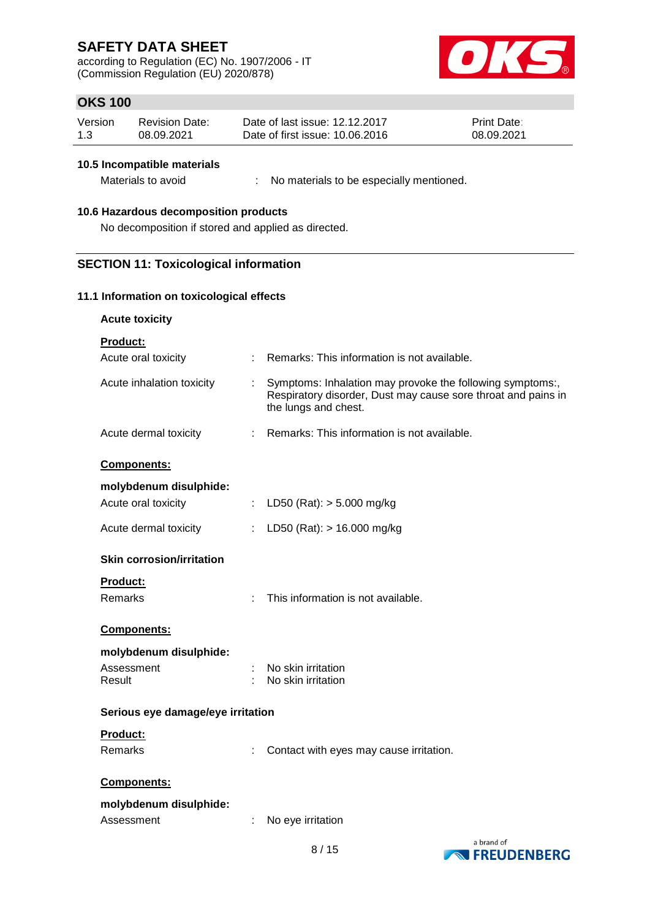#### 10.5 Incompatible materials

Materials to avoid : No materials to be especially mentioned.

#### 10.6 Hazardous decomposition products

No decomposition if stored and applied as directed.

## SECTION 11: Toxicological information

### 11.1 Information on toxicological effects

**Acute toxicity**

**Product:**

| | | |
|---|---|---|
| Acute oral toxicity | : | Remarks: This information is not available. |
| Acute inhalation toxicity | : | Symptoms: Inhalation may provoke the following symptoms:, Respiratory disorder, Dust may cause sore throat and pains in the lungs and chest. |
| Acute dermal toxicity | : | Remarks: This information is not available. |

**Components:**

**molybdenum disulphide:**

| | | |
|---|---|---|
| Acute oral toxicity | : | LD50 (Rat): > 5.000 mg/kg |
| Acute dermal toxicity | : | LD50 (Rat): > 16.000 mg/kg |

**Skin corrosion/irritation**

**Product:**

Remarks : This information is not available.

**Components:**

**molybdenum disulphide:**

| | | |
|---|---|---|
| Assessment | : | No skin irritation |
| Result | : | No skin irritation |

**Serious eye damage/eye irritation**

**Product:**

Remarks : Contact with eyes may cause irritation.

**Components:**

**molybdenum disulphide:**

Assessment : No eye irritation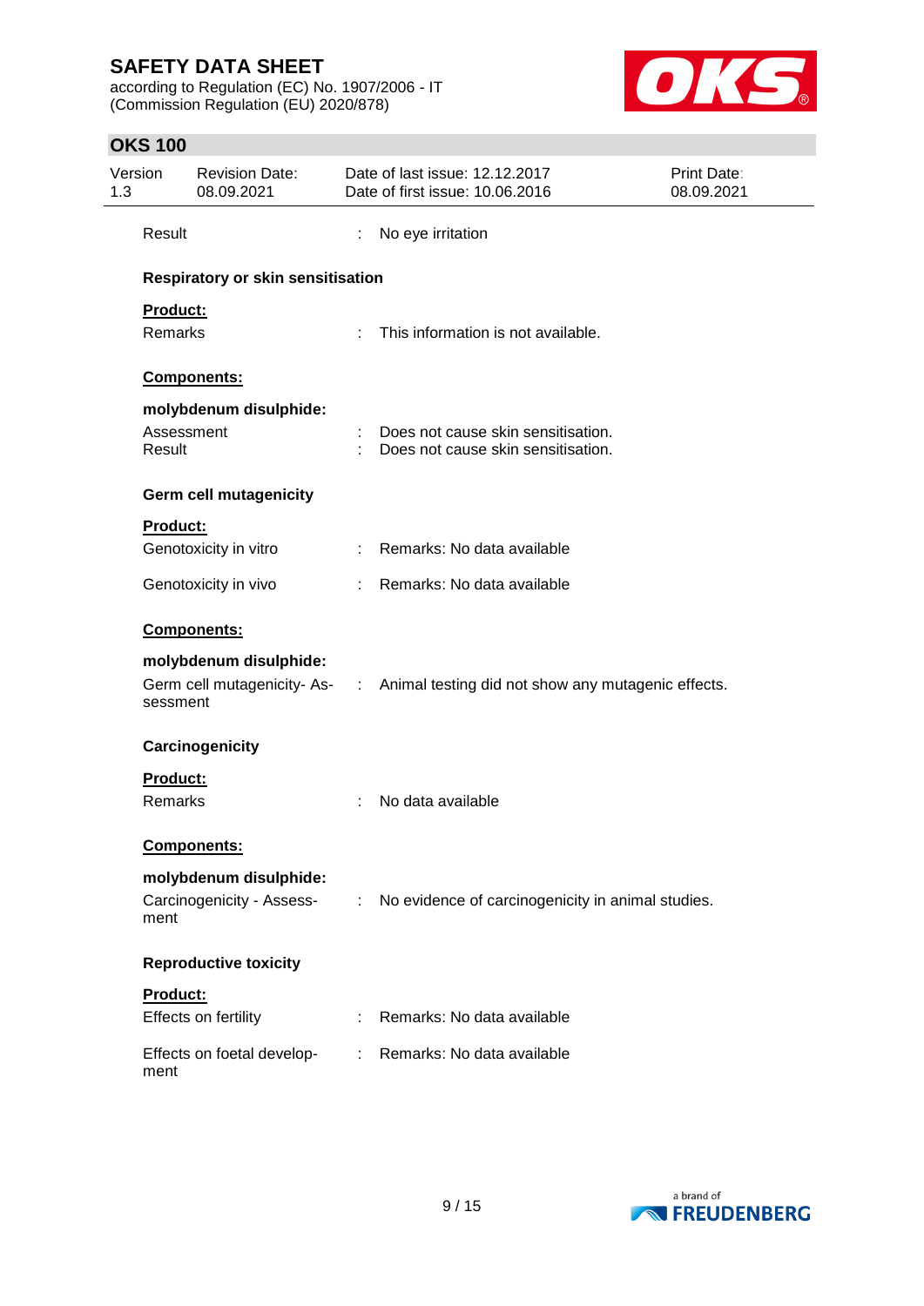Result : No eye irritation

**Respiratory or skin sensitisation**

**Product:**

Remarks : This information is not available.

**Components:**

**molybdenum disulphide:**

Assessment : Does not cause skin sensitisation.
Result : Does not cause skin sensitisation.

**Germ cell mutagenicity**

**Product:**

Genotoxicity in vitro : Remarks: No data available

Genotoxicity in vivo : Remarks: No data available

**Components:**

**molybdenum disulphide:**

Germ cell mutagenicity- Assessment : Animal testing did not show any mutagenic effects.

**Carcinogenicity**

**Product:**

Remarks : No data available

**Components:**

**molybdenum disulphide:**

Carcinogenicity - Assessment : No evidence of carcinogenicity in animal studies.

**Reproductive toxicity**

**Product:**

Effects on fertility : Remarks: No data available

Effects on foetal development : Remarks: No data available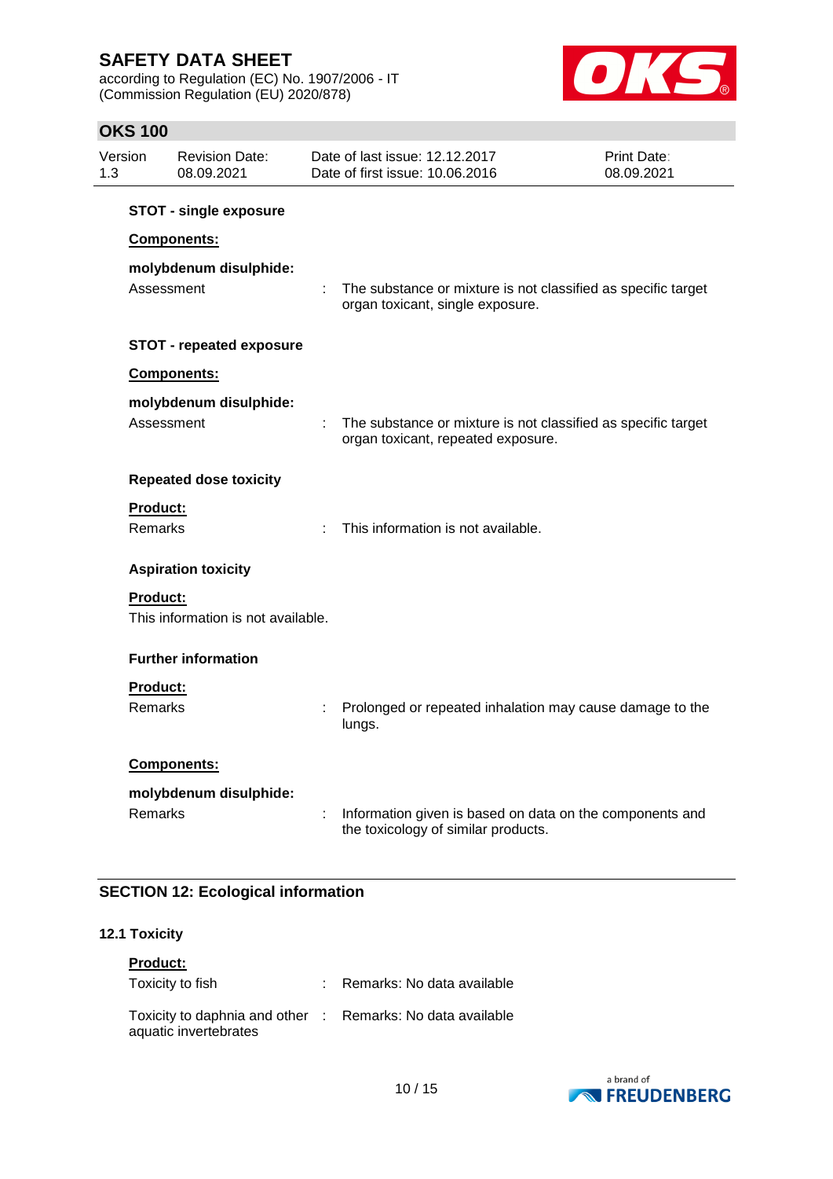**STOT - single exposure**

**Components:**

**molybdenum disulphide:**

Assessment : The substance or mixture is not classified as specific target organ toxicant, single exposure.

**STOT - repeated exposure**

**Components:**

**molybdenum disulphide:**

Assessment : The substance or mixture is not classified as specific target organ toxicant, repeated exposure.

**Repeated dose toxicity**

**Product:**

Remarks : This information is not available.

**Aspiration toxicity**

**Product:**

This information is not available.

**Further information**

**Product:**

Remarks : Prolonged or repeated inhalation may cause damage to the lungs.

**Components:**

**molybdenum disulphide:**

Remarks : Information given is based on data on the components and the toxicology of similar products.

## SECTION 12: Ecological information

### 12.1 Toxicity

**Product:**

Toxicity to fish : Remarks: No data available

Toxicity to daphnia and other aquatic invertebrates : Remarks: No data available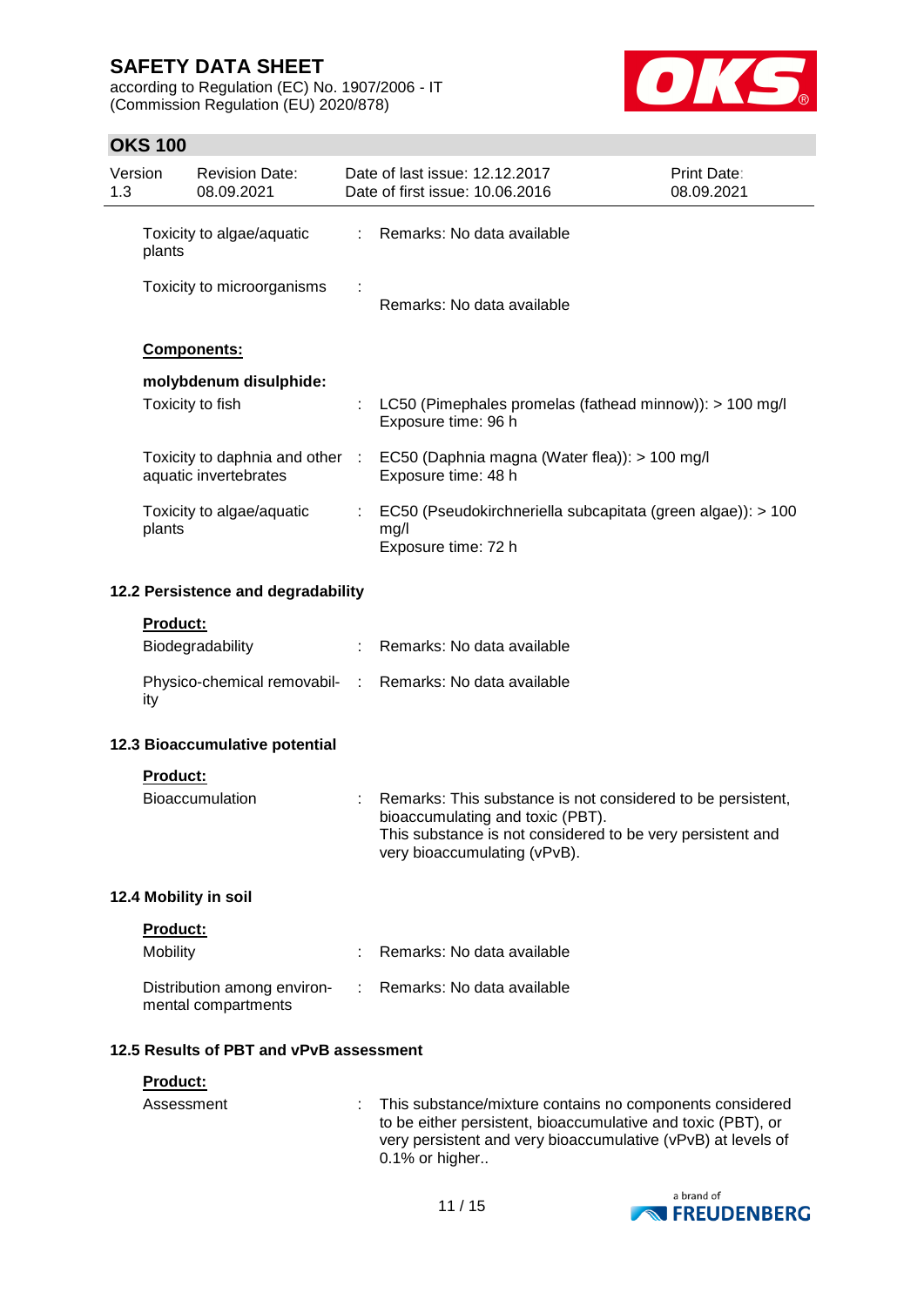| | | |
|---|---|---|
| Toxicity to algae/aquatic plants | : | Remarks: No data available |
| Toxicity to microorganisms | : | Remarks: No data available |

**Components:**

**molybdenum disulphide:**

| | | |
|---|---|---|
| Toxicity to fish | : | LC50 (Pimephales promelas (fathead minnow)): > 100 mg/l<br>Exposure time: 96 h |
| Toxicity to daphnia and other aquatic invertebrates | : | EC50 (Daphnia magna (Water flea)): > 100 mg/l<br>Exposure time: 48 h |
| Toxicity to algae/aquatic plants | : | EC50 (Pseudokirchneriella subcapitata (green algae)): > 100 mg/l<br>Exposure time: 72 h |

### 12.2 Persistence and degradability

**Product:**

| | | |
|---|---|---|
| Biodegradability | : | Remarks: No data available |
| Physico-chemical removability | : | Remarks: No data available |

### 12.3 Bioaccumulative potential

**Product:**

| | | |
|---|---|---|
| Bioaccumulation | : | Remarks: This substance is not considered to be persistent, bioaccumulating and toxic (PBT).<br>This substance is not considered to be very persistent and very bioaccumulating (vPvB). |

### 12.4 Mobility in soil

**Product:**

| | | |
|---|---|---|
| Mobility | : | Remarks: No data available |
| Distribution among environmental compartments | : | Remarks: No data available |

### 12.5 Results of PBT and vPvB assessment

**Product:**

| | | |
|---|---|---|
| Assessment | : | This substance/mixture contains no components considered to be either persistent, bioaccumulative and toxic (PBT), or very persistent and very bioaccumulative (vPvB) at levels of 0.1% or higher.. |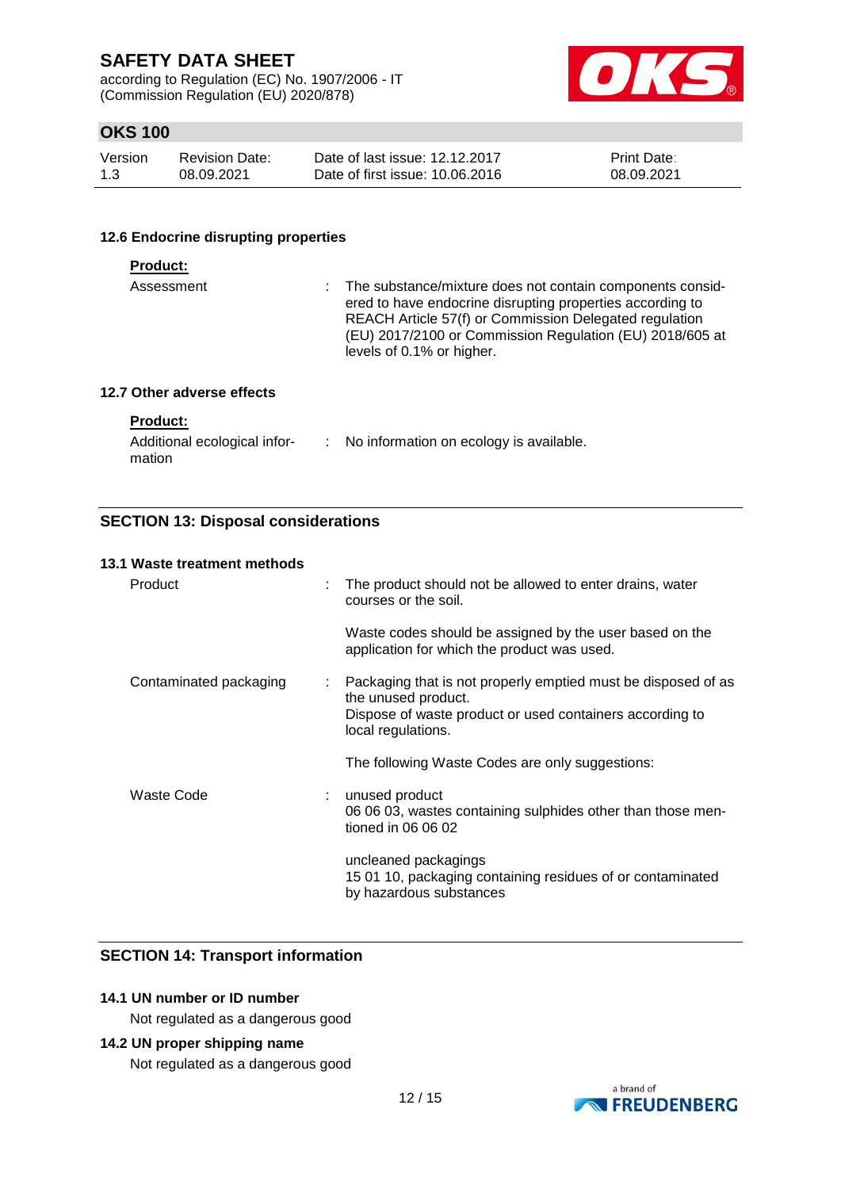### 12.6 Endocrine disrupting properties

**Product:**

| | |
|---|---|
| Assessment | : The substance/mixture does not contain components considered to have endocrine disrupting properties according to REACH Article 57(f) or Commission Delegated regulation (EU) 2017/2100 or Commission Regulation (EU) 2018/605 at levels of 0.1% or higher. |

### 12.7 Other adverse effects

**Product:**

| | |
|---|---|
| Additional ecological information | : No information on ecology is available. |

## SECTION 13: Disposal considerations

### 13.1 Waste treatment methods

| | |
|---|---|
| Product | : The product should not be allowed to enter drains, water courses or the soil.<br><br>Waste codes should be assigned by the user based on the application for which the product was used. |
| Contaminated packaging | : Packaging that is not properly emptied must be disposed of as the unused product.<br>Dispose of waste product or used containers according to local regulations.<br><br>The following Waste Codes are only suggestions: |
| Waste Code | : unused product<br>06 06 03, wastes containing sulphides other than those mentioned in 06 06 02<br><br>uncleaned packagings<br>15 01 10, packaging containing residues of or contaminated by hazardous substances |

## SECTION 14: Transport information

### 14.1 UN number or ID number

Not regulated as a dangerous good

### 14.2 UN proper shipping name

Not regulated as a dangerous good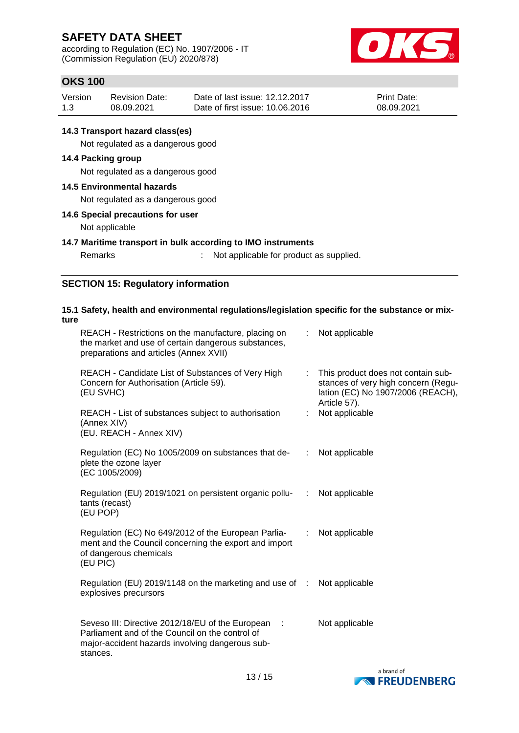### 14.3 Transport hazard class(es)

Not regulated as a dangerous good

### 14.4 Packing group

Not regulated as a dangerous good

### 14.5 Environmental hazards

Not regulated as a dangerous good

### 14.6 Special precautions for user

Not applicable

### 14.7 Maritime transport in bulk according to IMO instruments

| | | |
|---|---|---|
| Remarks | : | Not applicable for product as supplied. |

## SECTION 15: Regulatory information

### 15.1 Safety, health and environmental regulations/legislation specific for the substance or mixture

| | | |
|---|---|---|
| REACH - Restrictions on the manufacture, placing on the market and use of certain dangerous substances, preparations and articles (Annex XVII) | : | Not applicable |
| REACH - Candidate List of Substances of Very High Concern for Authorisation (Article 59). (EU SVHC) | : | This product does not contain substances of very high concern (Regulation (EC) No 1907/2006 (REACH), Article 57). |
| REACH - List of substances subject to authorisation (Annex XIV) (EU. REACH - Annex XIV) | : | Not applicable |
| Regulation (EC) No 1005/2009 on substances that deplete the ozone layer (EC 1005/2009) | : | Not applicable |
| Regulation (EU) 2019/1021 on persistent organic pollutants (recast) (EU POP) | : | Not applicable |
| Regulation (EC) No 649/2012 of the European Parliament and the Council concerning the export and import of dangerous chemicals (EU PIC) | : | Not applicable |
| Regulation (EU) 2019/1148 on the marketing and use of explosives precursors | : | Not applicable |
| Seveso III: Directive 2012/18/EU of the European Parliament and of the Council on the control of major-accident hazards involving dangerous substances. | : | Not applicable |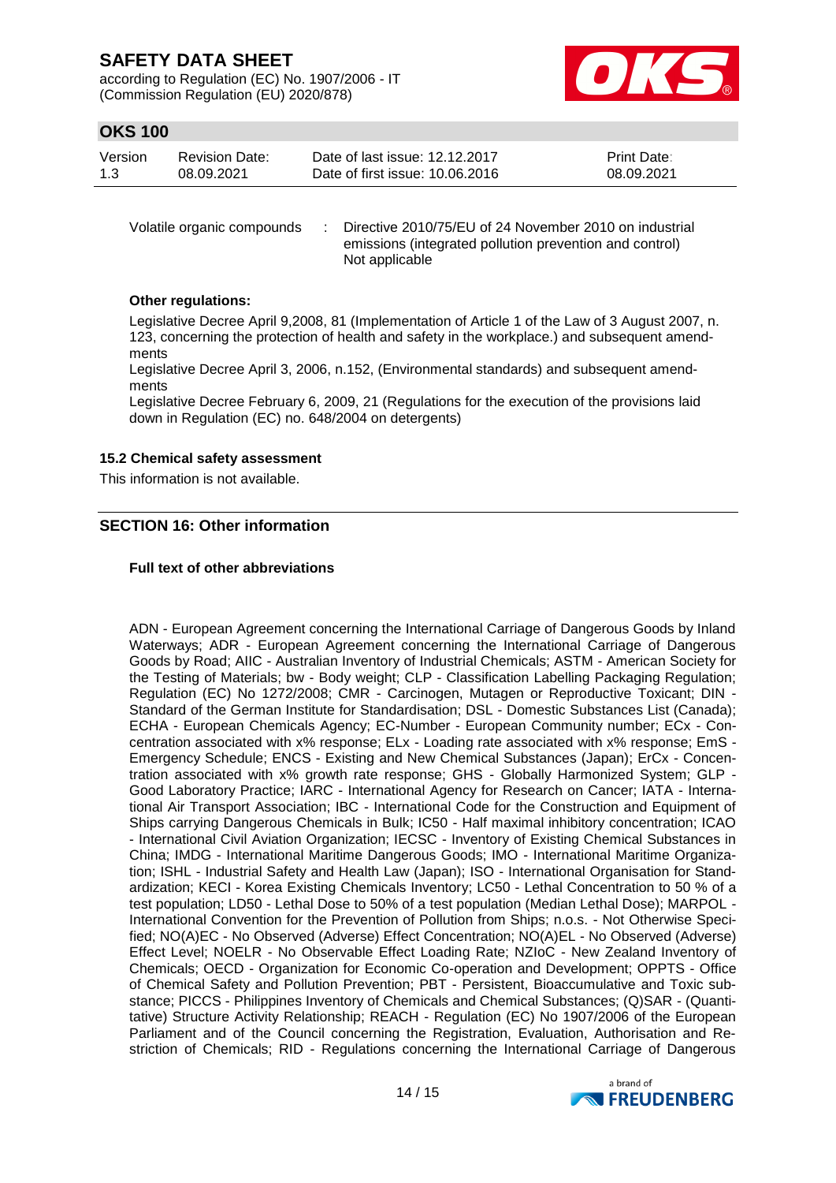Volatile organic compounds : Directive 2010/75/EU of 24 November 2010 on industrial emissions (integrated pollution prevention and control)
Not applicable

**Other regulations:**

Legislative Decree April 9,2008, 81 (Implementation of Article 1 of the Law of 3 August 2007, n. 123, concerning the protection of health and safety in the workplace.) and subsequent amendments
Legislative Decree April 3, 2006, n.152, (Environmental standards) and subsequent amendments
Legislative Decree February 6, 2009, 21 (Regulations for the execution of the provisions laid down in Regulation (EC) no. 648/2004 on detergents)

### 15.2 Chemical safety assessment

This information is not available.

## SECTION 16: Other information

**Full text of other abbreviations**

ADN - European Agreement concerning the International Carriage of Dangerous Goods by Inland Waterways; ADR - European Agreement concerning the International Carriage of Dangerous Goods by Road; AIIC - Australian Inventory of Industrial Chemicals; ASTM - American Society for the Testing of Materials; bw - Body weight; CLP - Classification Labelling Packaging Regulation; Regulation (EC) No 1272/2008; CMR - Carcinogen, Mutagen or Reproductive Toxicant; DIN - Standard of the German Institute for Standardisation; DSL - Domestic Substances List (Canada); ECHA - European Chemicals Agency; EC-Number - European Community number; ECx - Concentration associated with x% response; ELx - Loading rate associated with x% response; EmS - Emergency Schedule; ENCS - Existing and New Chemical Substances (Japan); ErCx - Concentration associated with x% growth rate response; GHS - Globally Harmonized System; GLP - Good Laboratory Practice; IARC - International Agency for Research on Cancer; IATA - International Air Transport Association; IBC - International Code for the Construction and Equipment of Ships carrying Dangerous Chemicals in Bulk; IC50 - Half maximal inhibitory concentration; ICAO - International Civil Aviation Organization; IECSC - Inventory of Existing Chemical Substances in China; IMDG - International Maritime Dangerous Goods; IMO - International Maritime Organization; ISHL - Industrial Safety and Health Law (Japan); ISO - International Organisation for Standardization; KECI - Korea Existing Chemicals Inventory; LC50 - Lethal Concentration to 50 % of a test population; LD50 - Lethal Dose to 50% of a test population (Median Lethal Dose); MARPOL - International Convention for the Prevention of Pollution from Ships; n.o.s. - Not Otherwise Specified; NO(A)EC - No Observed (Adverse) Effect Concentration; NO(A)EL - No Observed (Adverse) Effect Level; NOELR - No Observable Effect Loading Rate; NZIoC - New Zealand Inventory of Chemicals; OECD - Organization for Economic Co-operation and Development; OPPTS - Office of Chemical Safety and Pollution Prevention; PBT - Persistent, Bioaccumulative and Toxic substance; PICCS - Philippines Inventory of Chemicals and Chemical Substances; (Q)SAR - (Quantitative) Structure Activity Relationship; REACH - Regulation (EC) No 1907/2006 of the European Parliament and of the Council concerning the Registration, Evaluation, Authorisation and Restriction of Chemicals; RID - Regulations concerning the International Carriage of Dangerous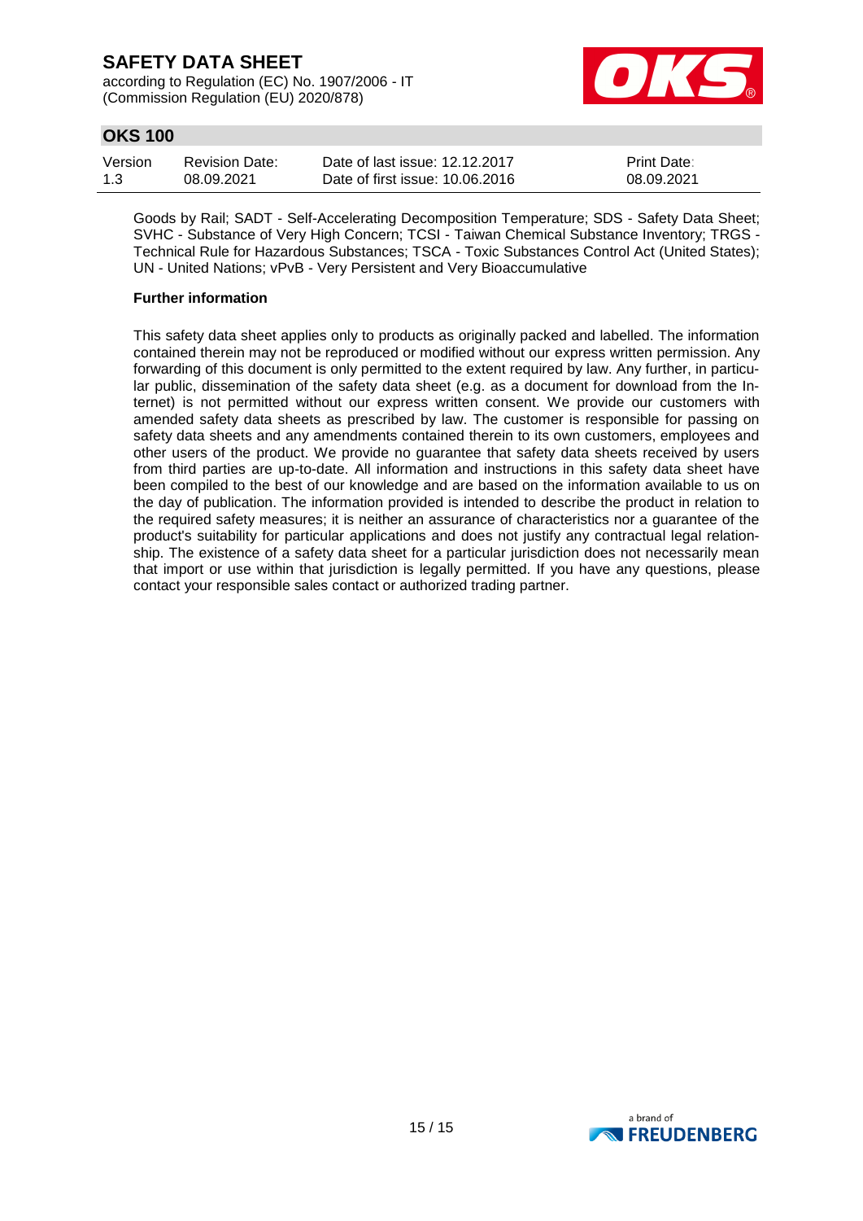Goods by Rail; SADT - Self-Accelerating Decomposition Temperature; SDS - Safety Data Sheet; SVHC - Substance of Very High Concern; TCSI - Taiwan Chemical Substance Inventory; TRGS - Technical Rule for Hazardous Substances; TSCA - Toxic Substances Control Act (United States); UN - United Nations; vPvB - Very Persistent and Very Bioaccumulative

**Further information**

This safety data sheet applies only to products as originally packed and labelled. The information contained therein may not be reproduced or modified without our express written permission. Any forwarding of this document is only permitted to the extent required by law. Any further, in particular public, dissemination of the safety data sheet (e.g. as a document for download from the Internet) is not permitted without our express written consent. We provide our customers with amended safety data sheets as prescribed by law. The customer is responsible for passing on safety data sheets and any amendments contained therein to its own customers, employees and other users of the product. We provide no guarantee that safety data sheets received by users from third parties are up-to-date. All information and instructions in this safety data sheet have been compiled to the best of our knowledge and are based on the information available to us on the day of publication. The information provided is intended to describe the product in relation to the required safety measures; it is neither an assurance of characteristics nor a guarantee of the product's suitability for particular applications and does not justify any contractual legal relationship. The existence of a safety data sheet for a particular jurisdiction does not necessarily mean that import or use within that jurisdiction is legally permitted. If you have any questions, please contact your responsible sales contact or authorized trading partner.